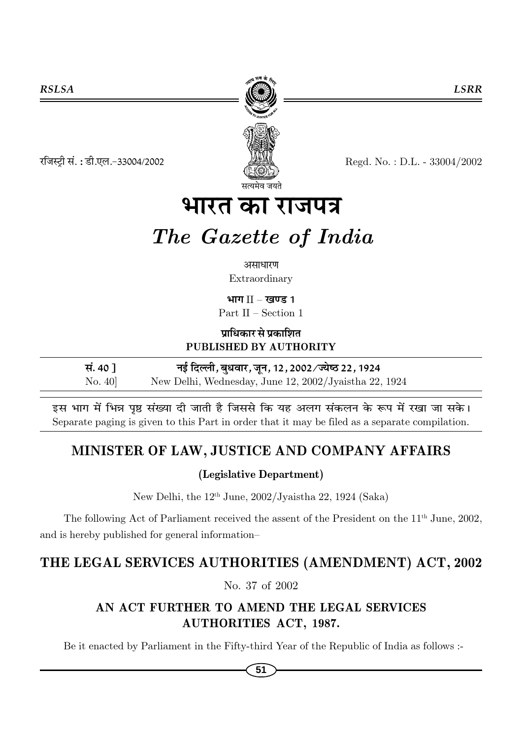रजिस्ट्री सं. : डी.एल.–33004/2002 Regd. No. : D.L. - 33004/2002

सत्यमेव जयते

# भारत का राजपत्र

# *The Gazette of India*

असाधारण

Extraordinary

**भाग II – खण्ड 1**

Part II – Section 1

**प्राधिकार से प्रकाशित**

**PUBLISHED BY AUTHORITY**

| सं. 40 ] | नई दिल्ली, बुधवार, जून, 12, 2002/ज्येष्ठ 22, 1924 |
|---|---|
| No. 40] | New Delhi, Wednesday, June 12, 2002/Jyaistha 22, 1924 |

इस भाग में भिन्न पृष्ठ संख्या दी जाती है जिससे कि यह अलग संकलन के रूप में रखा जा सके।

Separate paging is given to this Part in order that it may be filed as a separate compilation.

## MINISTER OF LAW, JUSTICE AND COMPANY AFFAIRS

**(Legislative Department)**

New Delhi, the 12th June, 2002/Jyaistha 22, 1924 (Saka)

The following Act of Parliament received the assent of the President on the 11th June, 2002, and is hereby published for general information–

## THE LEGAL SERVICES AUTHORITIES (AMENDMENT) ACT, 2002

No. 37 of 2002

### AN ACT FURTHER TO AMEND THE LEGAL SERVICES AUTHORITIES ACT, 1987.

Be it enacted by Parliament in the Fifty-third Year of the Republic of India as follows :-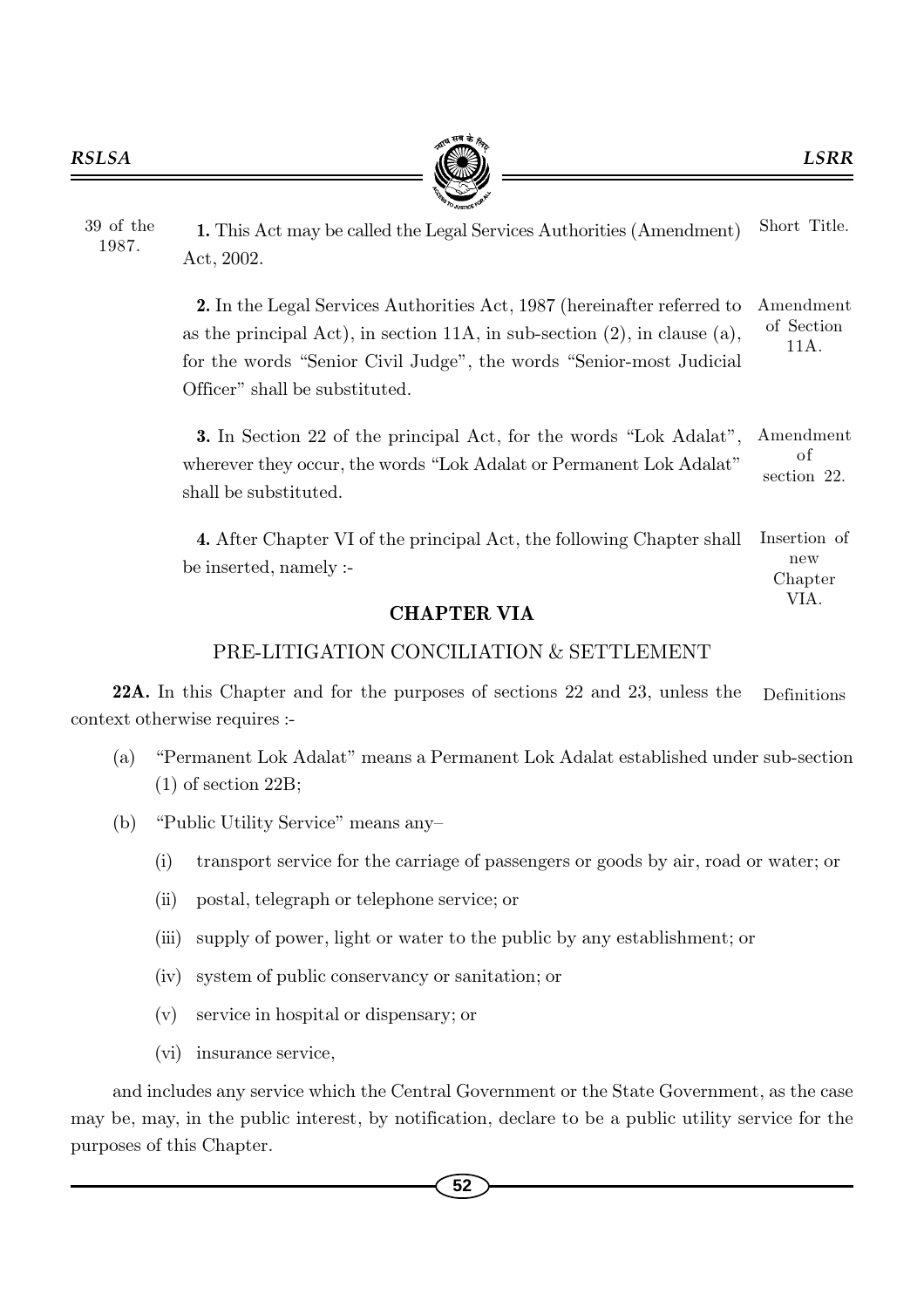39 of the 1987.

**1.** This Act may be called the Legal Services Authorities (Amendment) Act, 2002. Short Title.

**2.** In the Legal Services Authorities Act, 1987 (hereinafter referred to as the principal Act), in section 11A, in sub-section (2), in clause (a), for the words "Senior Civil Judge", the words "Senior-most Judicial Officer" shall be substituted. Amendment of Section 11A.

**3.** In Section 22 of the principal Act, for the words "Lok Adalat", wherever they occur, the words "Lok Adalat or Permanent Lok Adalat" shall be substituted. Amendment of section 22.

**4.** After Chapter VI of the principal Act, the following Chapter shall be inserted, namely :- Insertion of new Chapter VIA.

## CHAPTER VIA

### PRE-LITIGATION CONCILIATION & SETTLEMENT

**22A.** In this Chapter and for the purposes of sections 22 and 23, unless the context otherwise requires :- Definitions

(a) "Permanent Lok Adalat" means a Permanent Lok Adalat established under sub-section (1) of section 22B;

(b) "Public Utility Service" means any–

(i) transport service for the carriage of passengers or goods by air, road or water; or

(ii) postal, telegraph or telephone service; or

(iii) supply of power, light or water to the public by any establishment; or

(iv) system of public conservancy or sanitation; or

(v) service in hospital or dispensary; or

(vi) insurance service,

and includes any service which the Central Government or the State Government, as the case may be, may, in the public interest, by notification, declare to be a public utility service for the purposes of this Chapter.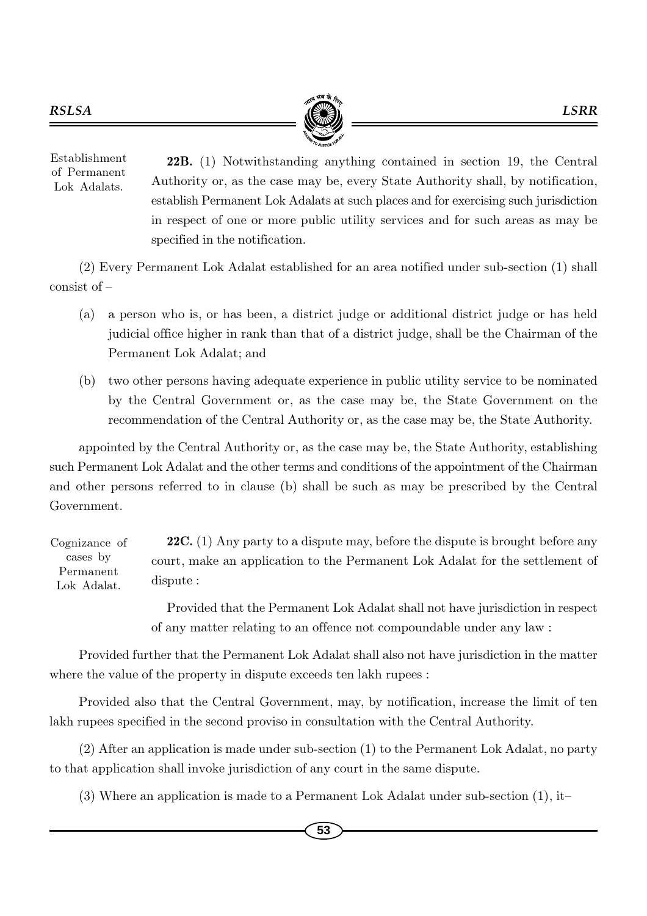**22B.** (1) Notwithstanding anything contained in section 19, the Central Authority or, as the case may be, every State Authority shall, by notification, establish Permanent Lok Adalats at such places and for exercising such jurisdiction in respect of one or more public utility services and for such areas as may be specified in the notification.

Establishment of Permanent Lok Adalats.

(2) Every Permanent Lok Adalat established for an area notified under sub-section (1) shall consist of –

(a) a person who is, or has been, a district judge or additional district judge or has held judicial office higher in rank than that of a district judge, shall be the Chairman of the Permanent Lok Adalat; and

(b) two other persons having adequate experience in public utility service to be nominated by the Central Government or, as the case may be, the State Government on the recommendation of the Central Authority or, as the case may be, the State Authority.

appointed by the Central Authority or, as the case may be, the State Authority, establishing such Permanent Lok Adalat and the other terms and conditions of the appointment of the Chairman and other persons referred to in clause (b) shall be such as may be prescribed by the Central Government.

**22C.** (1) Any party to a dispute may, before the dispute is brought before any court, make an application to the Permanent Lok Adalat for the settlement of dispute :

Cognizance of cases by Permanent Lok Adalat.

Provided that the Permanent Lok Adalat shall not have jurisdiction in respect of any matter relating to an offence not compoundable under any law :

Provided further that the Permanent Lok Adalat shall also not have jurisdiction in the matter where the value of the property in dispute exceeds ten lakh rupees :

Provided also that the Central Government, may, by notification, increase the limit of ten lakh rupees specified in the second proviso in consultation with the Central Authority.

(2) After an application is made under sub-section (1) to the Permanent Lok Adalat, no party to that application shall invoke jurisdiction of any court in the same dispute.

(3) Where an application is made to a Permanent Lok Adalat under sub-section (1), it–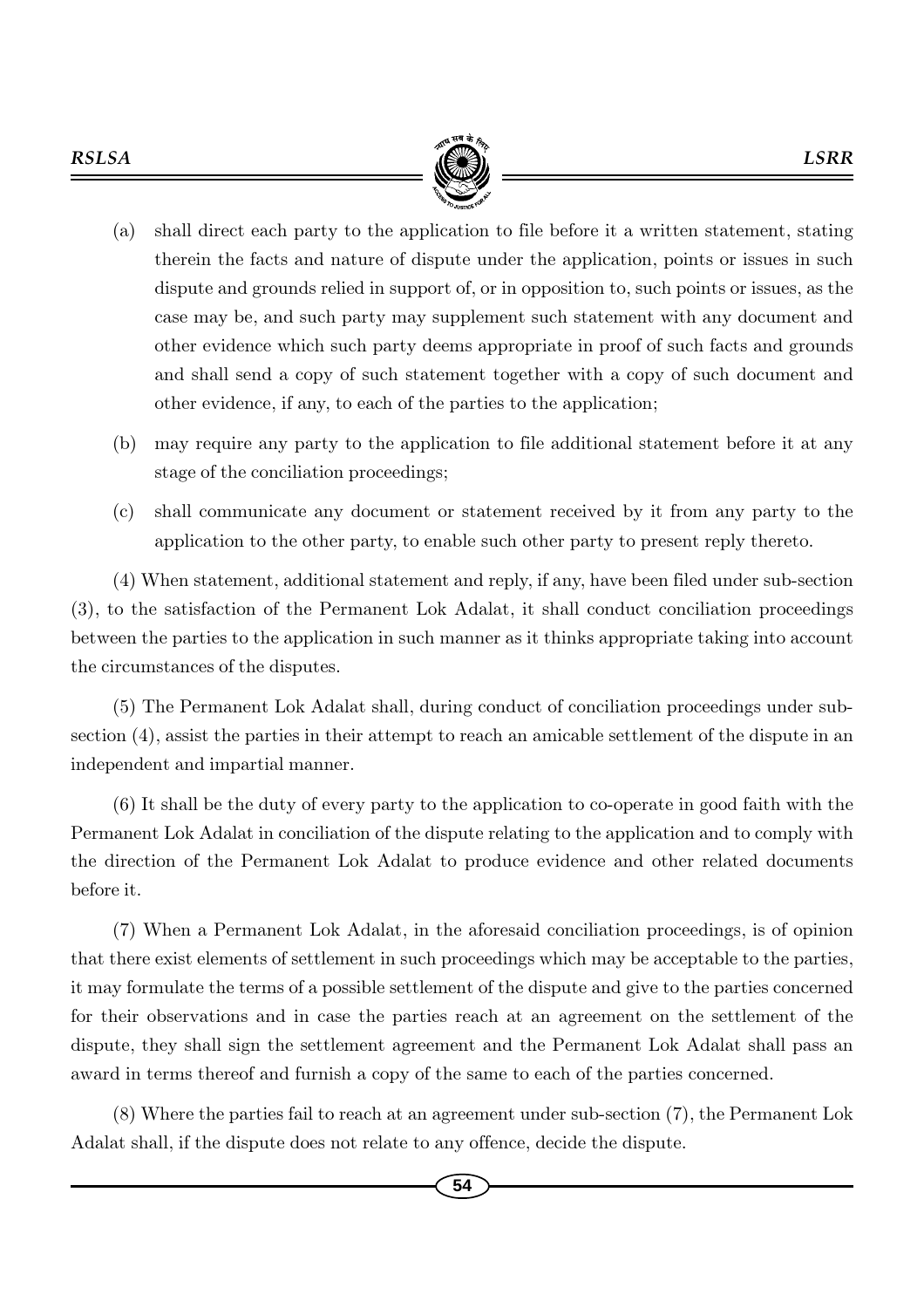(a) shall direct each party to the application to file before it a written statement, stating therein the facts and nature of dispute under the application, points or issues in such dispute and grounds relied in support of, or in opposition to, such points or issues, as the case may be, and such party may supplement such statement with any document and other evidence which such party deems appropriate in proof of such facts and grounds and shall send a copy of such statement together with a copy of such document and other evidence, if any, to each of the parties to the application;

(b) may require any party to the application to file additional statement before it at any stage of the conciliation proceedings;

(c) shall communicate any document or statement received by it from any party to the application to the other party, to enable such other party to present reply thereto.

(4) When statement, additional statement and reply, if any, have been filed under sub-section (3), to the satisfaction of the Permanent Lok Adalat, it shall conduct conciliation proceedings between the parties to the application in such manner as it thinks appropriate taking into account the circumstances of the disputes.

(5) The Permanent Lok Adalat shall, during conduct of conciliation proceedings under sub-section (4), assist the parties in their attempt to reach an amicable settlement of the dispute in an independent and impartial manner.

(6) It shall be the duty of every party to the application to co-operate in good faith with the Permanent Lok Adalat in conciliation of the dispute relating to the application and to comply with the direction of the Permanent Lok Adalat to produce evidence and other related documents before it.

(7) When a Permanent Lok Adalat, in the aforesaid conciliation proceedings, is of opinion that there exist elements of settlement in such proceedings which may be acceptable to the parties, it may formulate the terms of a possible settlement of the dispute and give to the parties concerned for their observations and in case the parties reach at an agreement on the settlement of the dispute, they shall sign the settlement agreement and the Permanent Lok Adalat shall pass an award in terms thereof and furnish a copy of the same to each of the parties concerned.

(8) Where the parties fail to reach at an agreement under sub-section (7), the Permanent Lok Adalat shall, if the dispute does not relate to any offence, decide the dispute.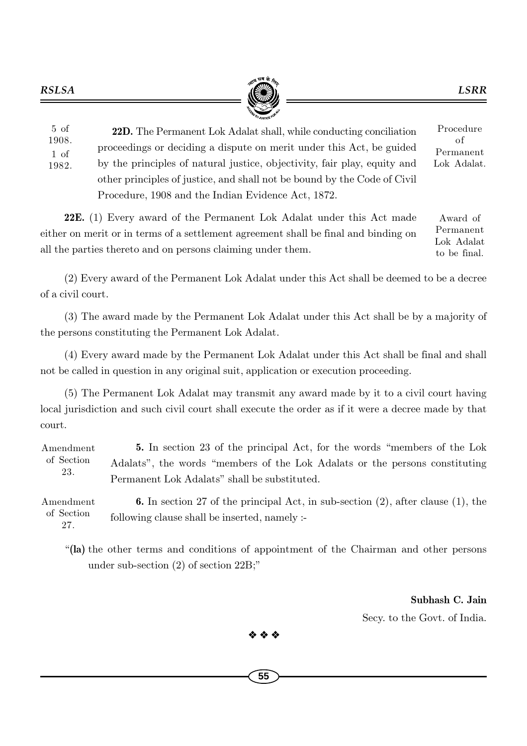5 of 1908.
1 of 1982.

Procedure of Permanent Lok Adalat.

**22D.** The Permanent Lok Adalat shall, while conducting conciliation proceedings or deciding a dispute on merit under this Act, be guided by the principles of natural justice, objectivity, fair play, equity and other principles of justice, and shall not be bound by the Code of Civil Procedure, 1908 and the Indian Evidence Act, 1872.

Award of Permanent Lok Adalat to be final.

**22E.** (1) Every award of the Permanent Lok Adalat under this Act made either on merit or in terms of a settlement agreement shall be final and binding on all the parties thereto and on persons claiming under them.

(2) Every award of the Permanent Lok Adalat under this Act shall be deemed to be a decree of a civil court.

(3) The award made by the Permanent Lok Adalat under this Act shall be by a majority of the persons constituting the Permanent Lok Adalat.

(4) Every award made by the Permanent Lok Adalat under this Act shall be final and shall not be called in question in any original suit, application or execution proceeding.

(5) The Permanent Lok Adalat may transmit any award made by it to a civil court having local jurisdiction and such civil court shall execute the order as if it were a decree made by that court.

Amendment of Section 23.

**5.** In section 23 of the principal Act, for the words "members of the Lok Adalats", the words "members of the Lok Adalats or the persons constituting Permanent Lok Adalats" shall be substituted.

Amendment of Section 27.

**6.** In section 27 of the principal Act, in sub-section (2), after clause (1), the following clause shall be inserted, namely :-

"**(la)** the other terms and conditions of appointment of the Chairman and other persons under sub-section (2) of section 22B;"

**Subhash C. Jain**

Secy. to the Govt. of India.

❖ ❖ ❖